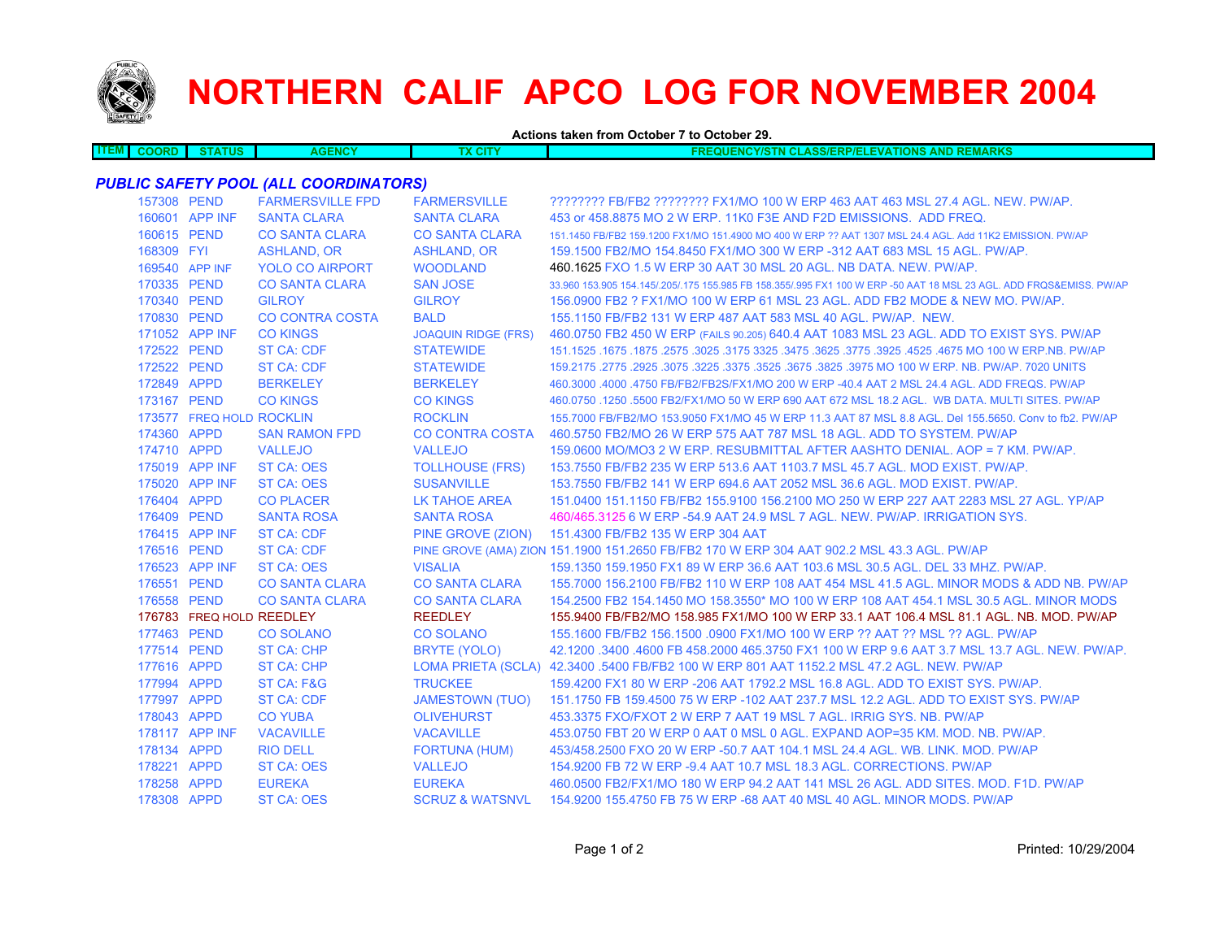# NORTHERN CALIF APCO LOG FOR NOVEMBER 2004

**Actions taken from October 7 to October 29.**

| ITEM | COORD | STATUS | AGENCY | TX CITY | FREQUENCY/STN CLASS/ERP/ELEVATIONS AND REMARKS |
|---|---|---|---|---|---|

## *PUBLIC SAFETY POOL (ALL COORDINATORS)*

| ITEM | COORD | STATUS | AGENCY | TX CITY | FREQUENCY/STN CLASS/ERP/ELEVATIONS AND REMARKS |
|---|---|---|---|---|---|
| | 157308 | PEND | FARMERSVILLE FPD | FARMERSVILLE | ???????? FB/FB2 ???????? FX1/MO 100 W ERP 463 AAT 463 MSL 27.4 AGL. NEW. PW/AP. |
| | 160601 | APP INF | SANTA CLARA | SANTA CLARA | 453 or 458.8875 MO 2 W ERP. 11K0 F3E AND F2D EMISSIONS. ADD FREQ. |
| | 160615 | PEND | CO SANTA CLARA | CO SANTA CLARA | 151.1450 FB/FB2 159.1200 FX1/MO 151.4900 MO 400 W ERP ?? AAT 1307 MSL 24.4 AGL. Add 11K2 EMISSION. PW/AP |
| | 168309 | FYI | ASHLAND, OR | ASHLAND, OR | 159.1500 FB2/MO 154.8450 FX1/MO 300 W ERP -312 AAT 683 MSL 15 AGL. PW/AP. |
| | 169540 | APP INF | YOLO CO AIRPORT | WOODLAND | 460.1625 FXO 1.5 W ERP 30 AAT 30 MSL 20 AGL. NB DATA. NEW. PW/AP. |
| | 170335 | PEND | CO SANTA CLARA | SAN JOSE | 33.960 153.905 154.145/.205/.175 155.985 FB 158.355/.995 FX1 100 W ERP -50 AAT 18 MSL 23 AGL. ADD FRQS&EMISS. PW/AP |
| | 170340 | PEND | GILROY | GILROY | 156.0900 FB2 ? FX1/MO 100 W ERP 61 MSL 23 AGL. ADD FB2 MODE & NEW MO. PW/AP. |
| | 170830 | PEND | CO CONTRA COSTA | BALD | 155.1150 FB/FB2 131 W ERP 487 AAT 583 MSL 40 AGL. PW/AP. NEW. |
| | 171052 | APP INF | CO KINGS | JOAQUIN RIDGE (FRS) | 460.0750 FB2 450 W ERP (FAILS 90.205) 640.4 AAT 1083 MSL 23 AGL. ADD TO EXIST SYS. PW/AP |
| | 172522 | PEND | ST CA: CDF | STATEWIDE | 151.1525 .1675 .1875 .2575 .3025 .3175 3325 .3475 .3625 .3775 .3925 .4525 .4675 MO 100 W ERP.NB. PW/AP |
| | 172522 | PEND | ST CA: CDF | STATEWIDE | 159.2175 .2775 .2925 .3075 .3225 .3375 .3525 .3675 .3825 .3975 MO 100 W ERP. NB. PW/AP. 7020 UNITS |
| | 172849 | APPD | BERKELEY | BERKELEY | 460.3000 .4000 .4750 FB/FB2/FB2S/FX1/MO 200 W ERP -40.4 AAT 2 MSL 24.4 AGL. ADD FREQS. PW/AP |
| | 173167 | PEND | CO KINGS | CO KINGS | 460.0750 .1250 .5500 FB2/FX1/MO 50 W ERP 690 AAT 672 MSL 18.2 AGL. WB DATA. MULTI SITES. PW/AP |
| | 173577 | FREQ HOLD | ROCKLIN | ROCKLIN | 155.7000 FB/FB2/MO 153.9050 FX1/MO 45 W ERP 11.3 AAT 87 MSL 8.8 AGL. Del 155.5650. Conv to fb2. PW/AP |
| | 174360 | APPD | SAN RAMON FPD | CO CONTRA COSTA | 460.5750 FB2/MO 26 W ERP 575 AAT 787 MSL 18 AGL. ADD TO SYSTEM. PW/AP |
| | 174710 | APPD | VALLEJO | VALLEJO | 159.0600 MO/MO3 2 W ERP. RESUBMITTAL AFTER AASHTO DENIAL. AOP = 7 KM. PW/AP. |
| | 175019 | APP INF | ST CA: OES | TOLLHOUSE (FRS) | 153.7550 FB/FB2 235 W ERP 513.6 AAT 1103.7 MSL 45.7 AGL. MOD EXIST. PW/AP. |
| | 175020 | APP INF | ST CA: OES | SUSANVILLE | 153.7550 FB/FB2 141 W ERP 694.6 AAT 2052 MSL 36.6 AGL. MOD EXIST. PW/AP. |
| | 176404 | APPD | CO PLACER | LK TAHOE AREA | 151.0400 151.1150 FB/FB2 155.9100 156.2100 MO 250 W ERP 227 AAT 2283 MSL 27 AGL. YP/AP |
| | 176409 | PEND | SANTA ROSA | SANTA ROSA | 460/465.3125 6 W ERP -54.9 AAT 24.9 MSL 7 AGL. NEW. PW/AP. IRRIGATION SYS. |
| | 176415 | APP INF | ST CA: CDF | PINE GROVE (ZION) | 151.4300 FB/FB2 135 W ERP 304 AAT |
| | 176516 | PEND | ST CA: CDF | PINE GROVE (AMA) ZION | 151.1900 151.2650 FB/FB2 170 W ERP 304 AAT 902.2 MSL 43.3 AGL. PW/AP |
| | 176523 | APP INF | ST CA: OES | VISALIA | 159.1350 159.1950 FX1 89 W ERP 36.6 AAT 103.6 MSL 30.5 AGL. DEL 33 MHZ. PW/AP. |
| | 176551 | PEND | CO SANTA CLARA | CO SANTA CLARA | 155.7000 156.2100 FB/FB2 110 W ERP 108 AAT 454 MSL 41.5 AGL. MINOR MODS & ADD NB. PW/AP |
| | 176558 | PEND | CO SANTA CLARA | CO SANTA CLARA | 154.2500 FB2 154.1450 MO 158.3550* MO 100 W ERP 108 AAT 454.1 MSL 30.5 AGL. MINOR MODS |
| | 176783 | FREQ HOLD | REEDLEY | REEDLEY | 155.9400 FB/FB2/MO 158.985 FX1/MO 100 W ERP 33.1 AAT 106.4 MSL 81.1 AGL. NB. MOD. PW/AP |
| | 177463 | PEND | CO SOLANO | CO SOLANO | 155.1600 FB/FB2 156.1500 .0900 FX1/MO 100 W ERP ?? AAT ?? MSL ?? AGL. PW/AP |
| | 177514 | PEND | ST CA: CHP | BRYTE (YOLO) | 42.1200 .3400 .4600 FB 458.2000 465.3750 FX1 100 W ERP 9.6 AAT 3.7 MSL 13.7 AGL. NEW. PW/AP. |
| | 177616 | APPD | ST CA: CHP | LOMA PRIETA (SCLA) | 42.3400 .5400 FB/FB2 100 W ERP 801 AAT 1152.2 MSL 47.2 AGL. NEW. PW/AP |
| | 177994 | APPD | ST CA: F&G | TRUCKEE | 159.4200 FX1 80 W ERP -206 AAT 1792.2 MSL 16.8 AGL. ADD TO EXIST SYS. PW/AP. |
| | 177997 | APPD | ST CA: CDF | JAMESTOWN (TUO) | 151.1750 FB 159.4500 75 W ERP -102 AAT 237.7 MSL 12.2 AGL. ADD TO EXIST SYS. PW/AP |
| | 178043 | APPD | CO YUBA | OLIVEHURST | 453.3375 FXO/FXOT 2 W ERP 7 AAT 19 MSL 7 AGL. IRRIG SYS. NB. PW/AP |
| | 178117 | APP INF | VACAVILLE | VACAVILLE | 453.0750 FBT 20 W ERP 0 AAT 0 MSL 0 AGL. EXPAND AOP=35 KM. MOD. NB. PW/AP. |
| | 178134 | APPD | RIO DELL | FORTUNA (HUM) | 453/458.2500 FXO 20 W ERP -50.7 AAT 104.1 MSL 24.4 AGL. WB. LINK. MOD. PW/AP |
| | 178221 | APPD | ST CA: OES | VALLEJO | 154.9200 FB 72 W ERP -9.4 AAT 10.7 MSL 18.3 AGL. CORRECTIONS. PW/AP |
| | 178258 | APPD | EUREKA | EUREKA | 460.0500 FB2/FX1/MO 180 W ERP 94.2 AAT 141 MSL 26 AGL. ADD SITES. MOD. F1D. PW/AP |
| | 178308 | APPD | ST CA: OES | SCRUZ & WATSNVL | 154.9200 155.4750 FB 75 W ERP -68 AAT 40 MSL 40 AGL. MINOR MODS. PW/AP |

Printed: 10/29/2004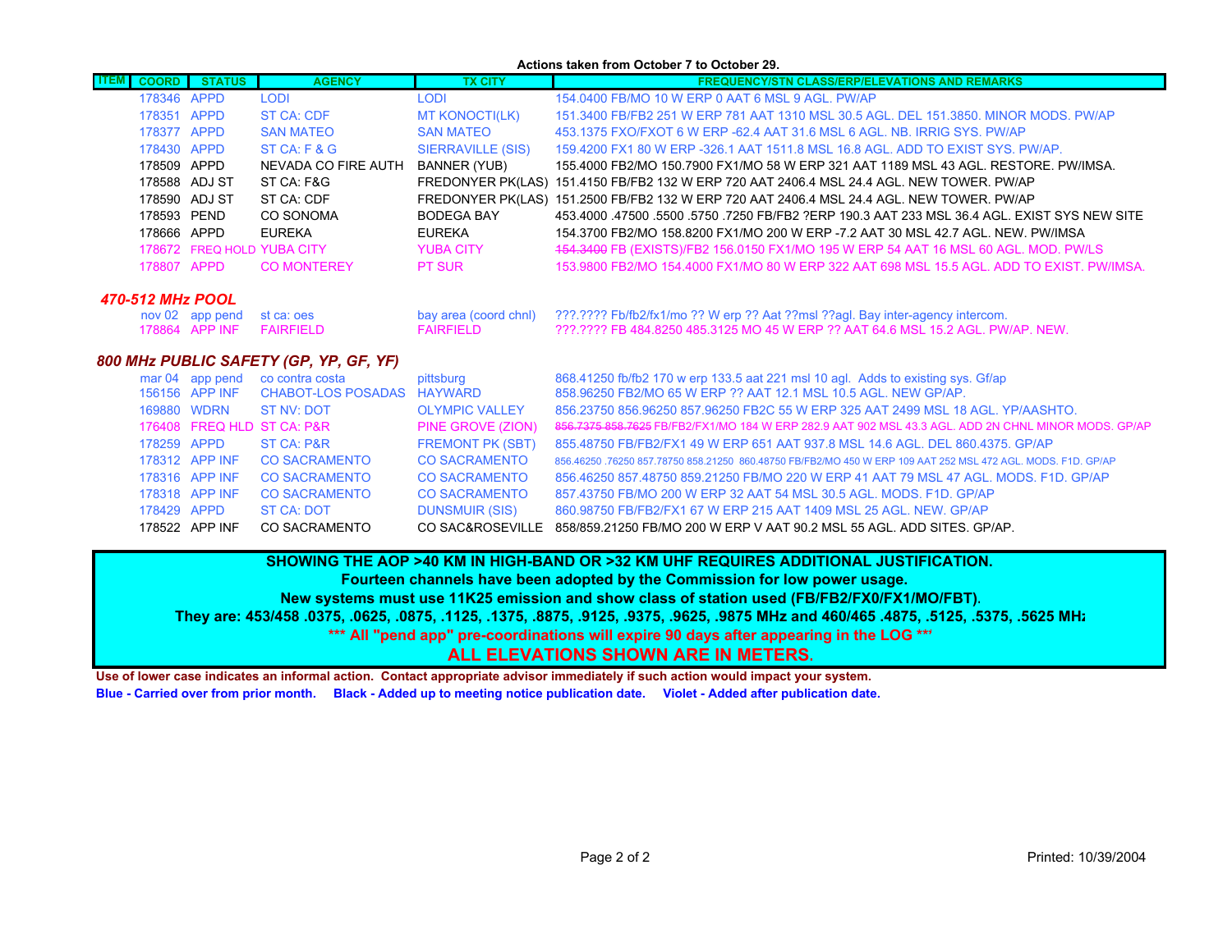**Actions taken from October 7 to October 29.**

| ITEM | COORD | STATUS | AGENCY | TX CITY | FREQUENCY/STN CLASS/ERP/ELEVATIONS AND REMARKS |
|---|---|---|---|---|---|
| | 178346 | APPD | LODI | LODI | 154.0400 FB/MO 10 W ERP 0 AAT 6 MSL 9 AGL. PW/AP |
| | 178351 | APPD | ST CA: CDF | MT KONOCTI(LK) | 151.3400 FB/FB2 251 W ERP 781 AAT 1310 MSL 30.5 AGL. DEL 151.3850. MINOR MODS. PW/AP |
| | 178377 | APPD | SAN MATEO | SAN MATEO | 453.1375 FXO/FXOT 6 W ERP -62.4 AAT 31.6 MSL 6 AGL. NB. IRRIG SYS. PW/AP |
| | 178430 | APPD | ST CA: F & G | SIERRAVILLE (SIS) | 159.4200 FX1 80 W ERP -326.1 AAT 1511.8 MSL 16.8 AGL. ADD TO EXIST SYS. PW/AP. |
| | 178509 | APPD | NEVADA CO FIRE AUTH | BANNER (YUB) | 155.4000 FB2/MO 150.7900 FX1/MO 58 W ERP 321 AAT 1189 MSL 43 AGL. RESTORE. PW/IMSA. |
| | 178588 | ADJ ST | ST CA: F&G | FREDONYER PK(LAS) | 151.4150 FB/FB2 132 W ERP 720 AAT 2406.4 MSL 24.4 AGL. NEW TOWER. PW/AP |
| | 178590 | ADJ ST | ST CA: CDF | FREDONYER PK(LAS) | 151.2500 FB/FB2 132 W ERP 720 AAT 2406.4 MSL 24.4 AGL. NEW TOWER. PW/AP |
| | 178593 | PEND | CO SONOMA | BODEGA BAY | 453.4000 .47500 .5500 .5750 .7250 FB/FB2 ?ERP 190.3 AAT 233 MSL 36.4 AGL. EXIST SYS NEW SITE |
| | 178666 | APPD | EUREKA | EUREKA | 154.3700 FB2/MO 158.8200 FX1/MO 200 W ERP -7.2 AAT 30 MSL 42.7 AGL. NEW. PW/IMSA |
| | 178672 | FREQ HOLD | YUBA CITY | YUBA CITY | ~~154.3400~~ FB (EXISTS)/FB2 156.0150 FX1/MO 195 W ERP 54 AAT 16 MSL 60 AGL. MOD. PW/LS |
| | 178807 | APPD | CO MONTEREY | PT SUR | 153.9800 FB2/MO 154.4000 FX1/MO 80 W ERP 322 AAT 698 MSL 15.5 AGL. ADD TO EXIST. PW/IMSA. |

### *470-512 MHz POOL*

| ITEM | COORD | STATUS | AGENCY | TX CITY | FREQUENCY/STN CLASS/ERP/ELEVATIONS AND REMARKS |
|---|---|---|---|---|---|
| | nov 02 | app pend | st ca: oes | bay area (coord chnl) | ???.???? Fb/fb2/fx1/mo ?? W erp ?? Aat ??msl ??agl. Bay inter-agency intercom. |
| | 178864 | APP INF | FAIRFIELD | FAIRFIELD | ???.???? FB 484.8250 485.3125 MO 45 W ERP ?? AAT 64.6 MSL 15.2 AGL. PW/AP. NEW. |

### *800 MHz PUBLIC SAFETY (GP, YP, GF, YF)*

| ITEM | COORD | STATUS | AGENCY | TX CITY | FREQUENCY/STN CLASS/ERP/ELEVATIONS AND REMARKS |
|---|---|---|---|---|---|
| | mar 04 | app pend | co contra costa | pittsburg | 868.41250 fb/fb2 170 w erp 133.5 aat 221 msl 10 agl. Adds to existing sys. Gf/ap |
| | 156156 | APP INF | CHABOT-LOS POSADAS | HAYWARD | 858.96250 FB2/MO 65 W ERP ?? AAT 12.1 MSL 10.5 AGL. NEW GP/AP. |
| | 169880 | WDRN | ST NV: DOT | OLYMPIC VALLEY | 856.23750 856.96250 857.96250 FB2C 55 W ERP 325 AAT 2499 MSL 18 AGL. YP/AASHTO. |
| | 176408 | FREQ HLD | ST CA: P&R | PINE GROVE (ZION) | ~~856.7375 858.7625~~ FB/FB2/FX1/MO 184 W ERP 282.9 AAT 902 MSL 43.3 AGL. ADD 2N CHNL MINOR MODS. GP/AP |
| | 178259 | APPD | ST CA: P&R | FREMONT PK (SBT) | 855.48750 FB/FB2/FX1 49 W ERP 651 AAT 937.8 MSL 14.6 AGL. DEL 860.4375. GP/AP |
| | 178312 | APP INF | CO SACRAMENTO | CO SACRAMENTO | 856.46250 .76250 857.78750 858.21250 860.48750 FB/FB2/MO 450 W ERP 109 AAT 252 MSL 472 AGL. MODS. F1D. GP/AP |
| | 178316 | APP INF | CO SACRAMENTO | CO SACRAMENTO | 856.46250 857.48750 859.21250 FB/MO 220 W ERP 41 AAT 79 MSL 47 AGL. MODS. F1D. GP/AP |
| | 178318 | APP INF | CO SACRAMENTO | CO SACRAMENTO | 857.43750 FB/MO 200 W ERP 32 AAT 54 MSL 30.5 AGL. MODS. F1D. GP/AP |
| | 178429 | APPD | ST CA: DOT | DUNSMUIR (SIS) | 860.98750 FB/FB2/FX1 67 W ERP 215 AAT 1409 MSL 25 AGL. NEW. GP/AP |
| | 178522 | APP INF | CO SACRAMENTO | CO SAC&ROSEVILLE | 858/859.21250 FB/MO 200 W ERP V AAT 90.2 MSL 55 AGL. ADD SITES. GP/AP. |

**SHOWING THE AOP >40 KM IN HIGH-BAND OR >32 KM UHF REQUIRES ADDITIONAL JUSTIFICATION.**

**Fourteen channels have been adopted by the Commission for low power usage.**

**New systems must use 11K25 emission and show class of station used (FB/FB2/FX0/FX1/MO/FBT).**

**They are: 453/458 .0375, .0625, .0875, .1125, .1375, .8875, .9125, .9375, .9625, .9875 MHz and 460/465 .4875, .5125, .5375, .5625 MHz**

**\*\*\* All "pend app" pre-coordinations will expire 90 days after appearing in the LOG \*\*\***

**ALL ELEVATIONS SHOWN ARE IN METERS.**

**Use of lower case indicates an informal action. Contact appropriate advisor immediately if such action would impact your system.**

**Blue - Carried over from prior month. Black - Added up to meeting notice publication date. Violet - Added after publication date.**

Printed: 10/39/2004